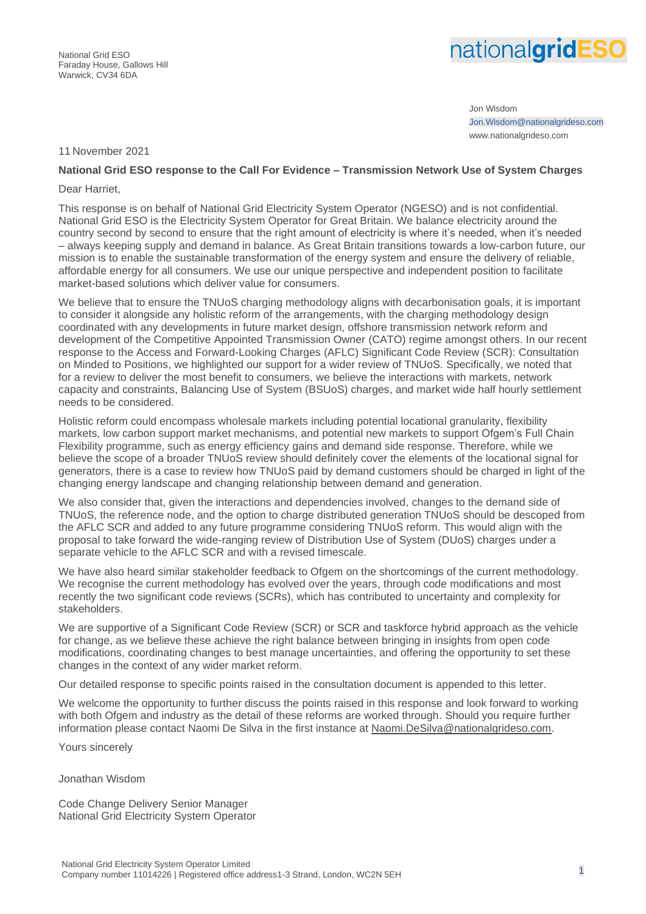National Grid ESO
Faraday House, Gallows Hill
Warwick, CV34 6DA

nationalgridESO

Jon Wisdom
Jon.Wisdom@nationalgrideso.com
www.nationalgrideso.com

11 November 2021

**National Grid ESO response to the Call For Evidence – Transmission Network Use of System Charges**

Dear Harriet,

This response is on behalf of National Grid Electricity System Operator (NGESO) and is not confidential. National Grid ESO is the Electricity System Operator for Great Britain. We balance electricity around the country second by second to ensure that the right amount of electricity is where it's needed, when it's needed – always keeping supply and demand in balance. As Great Britain transitions towards a low-carbon future, our mission is to enable the sustainable transformation of the energy system and ensure the delivery of reliable, affordable energy for all consumers. We use our unique perspective and independent position to facilitate market-based solutions which deliver value for consumers.

We believe that to ensure the TNUoS charging methodology aligns with decarbonisation goals, it is important to consider it alongside any holistic reform of the arrangements, with the charging methodology design coordinated with any developments in future market design, offshore transmission network reform and development of the Competitive Appointed Transmission Owner (CATO) regime amongst others. In our recent response to the Access and Forward-Looking Charges (AFLC) Significant Code Review (SCR): Consultation on Minded to Positions, we highlighted our support for a wider review of TNUoS. Specifically, we noted that for a review to deliver the most benefit to consumers, we believe the interactions with markets, network capacity and constraints, Balancing Use of System (BSUoS) charges, and market wide half hourly settlement needs to be considered.

Holistic reform could encompass wholesale markets including potential locational granularity, flexibility markets, low carbon support market mechanisms, and potential new markets to support Ofgem's Full Chain Flexibility programme, such as energy efficiency gains and demand side response. Therefore, while we believe the scope of a broader TNUoS review should definitely cover the elements of the locational signal for generators, there is a case to review how TNUoS paid by demand customers should be charged in light of the changing energy landscape and changing relationship between demand and generation.

We also consider that, given the interactions and dependencies involved, changes to the demand side of TNUoS, the reference node, and the option to charge distributed generation TNUoS should be descoped from the AFLC SCR and added to any future programme considering TNUoS reform. This would align with the proposal to take forward the wide-ranging review of Distribution Use of System (DUoS) charges under a separate vehicle to the AFLC SCR and with a revised timescale.

We have also heard similar stakeholder feedback to Ofgem on the shortcomings of the current methodology. We recognise the current methodology has evolved over the years, through code modifications and most recently the two significant code reviews (SCRs), which has contributed to uncertainty and complexity for stakeholders.

We are supportive of a Significant Code Review (SCR) or SCR and taskforce hybrid approach as the vehicle for change, as we believe these achieve the right balance between bringing in insights from open code modifications, coordinating changes to best manage uncertainties, and offering the opportunity to set these changes in the context of any wider market reform.

Our detailed response to specific points raised in the consultation document is appended to this letter.

We welcome the opportunity to further discuss the points raised in this response and look forward to working with both Ofgem and industry as the detail of these reforms are worked through. Should you require further information please contact Naomi De Silva in the first instance at Naomi.DeSilva@nationalgrideso.com.

Yours sincerely

Jonathan Wisdom

Code Change Delivery Senior Manager
National Grid Electricity System Operator

National Grid Electricity System Operator Limited
Company number 11014226 | Registered office address1-3 Strand, London, WC2N 5EH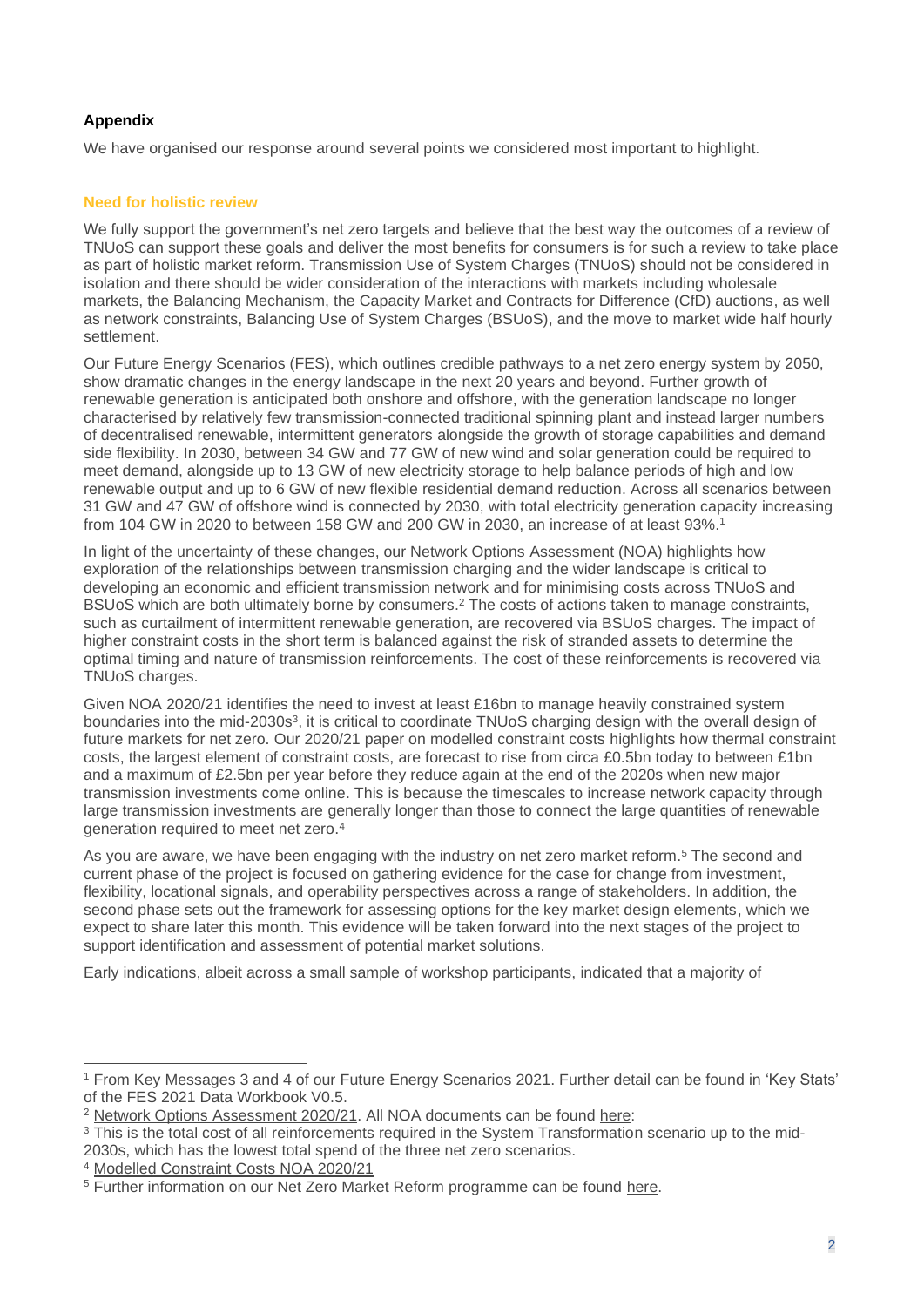## Appendix

We have organised our response around several points we considered most important to highlight.

### Need for holistic review

We fully support the government's net zero targets and believe that the best way the outcomes of a review of TNUoS can support these goals and deliver the most benefits for consumers is for such a review to take place as part of holistic market reform. Transmission Use of System Charges (TNUoS) should not be considered in isolation and there should be wider consideration of the interactions with markets including wholesale markets, the Balancing Mechanism, the Capacity Market and Contracts for Difference (CfD) auctions, as well as network constraints, Balancing Use of System Charges (BSUoS), and the move to market wide half hourly settlement.

Our Future Energy Scenarios (FES), which outlines credible pathways to a net zero energy system by 2050, show dramatic changes in the energy landscape in the next 20 years and beyond. Further growth of renewable generation is anticipated both onshore and offshore, with the generation landscape no longer characterised by relatively few transmission-connected traditional spinning plant and instead larger numbers of decentralised renewable, intermittent generators alongside the growth of storage capabilities and demand side flexibility. In 2030, between 34 GW and 77 GW of new wind and solar generation could be required to meet demand, alongside up to 13 GW of new electricity storage to help balance periods of high and low renewable output and up to 6 GW of new flexible residential demand reduction. Across all scenarios between 31 GW and 47 GW of offshore wind is connected by 2030, with total electricity generation capacity increasing from 104 GW in 2020 to between 158 GW and 200 GW in 2030, an increase of at least 93%.[1]

In light of the uncertainty of these changes, our Network Options Assessment (NOA) highlights how exploration of the relationships between transmission charging and the wider landscape is critical to developing an economic and efficient transmission network and for minimising costs across TNUoS and BSUoS which are both ultimately borne by consumers.[2] The costs of actions taken to manage constraints, such as curtailment of intermittent renewable generation, are recovered via BSUoS charges. The impact of higher constraint costs in the short term is balanced against the risk of stranded assets to determine the optimal timing and nature of transmission reinforcements. The cost of these reinforcements is recovered via TNUoS charges.

Given NOA 2020/21 identifies the need to invest at least £16bn to manage heavily constrained system boundaries into the mid-2030s[3], it is critical to coordinate TNUoS charging design with the overall design of future markets for net zero. Our 2020/21 paper on modelled constraint costs highlights how thermal constraint costs, the largest element of constraint costs, are forecast to rise from circa £0.5bn today to between £1bn and a maximum of £2.5bn per year before they reduce again at the end of the 2020s when new major transmission investments come online. This is because the timescales to increase network capacity through large transmission investments are generally longer than those to connect the large quantities of renewable generation required to meet net zero.[4]

As you are aware, we have been engaging with the industry on net zero market reform.[5] The second and current phase of the project is focused on gathering evidence for the case for change from investment, flexibility, locational signals, and operability perspectives across a range of stakeholders. In addition, the second phase sets out the framework for assessing options for the key market design elements, which we expect to share later this month. This evidence will be taken forward into the next stages of the project to support identification and assessment of potential market solutions.

Early indications, albeit across a small sample of workshop participants, indicated that a majority of

---

[1] From Key Messages 3 and 4 of our Future Energy Scenarios 2021. Further detail can be found in 'Key Stats' of the FES 2021 Data Workbook V0.5.

[2] Network Options Assessment 2020/21. All NOA documents can be found here:

[3] This is the total cost of all reinforcements required in the System Transformation scenario up to the mid-2030s, which has the lowest total spend of the three net zero scenarios.

[4] Modelled Constraint Costs NOA 2020/21

[5] Further information on our Net Zero Market Reform programme can be found here.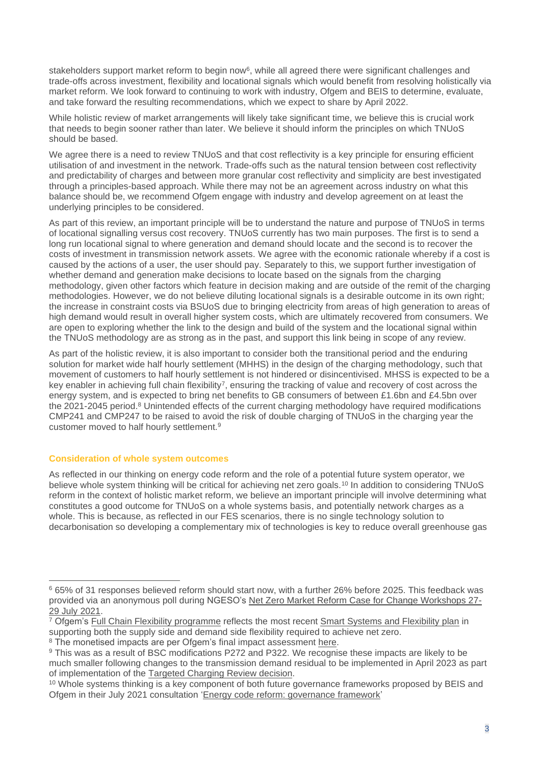stakeholders support market reform to begin now[6], while all agreed there were significant challenges and trade-offs across investment, flexibility and locational signals which would benefit from resolving holistically via market reform. We look forward to continuing to work with industry, Ofgem and BEIS to determine, evaluate, and take forward the resulting recommendations, which we expect to share by April 2022.

While holistic review of market arrangements will likely take significant time, we believe this is crucial work that needs to begin sooner rather than later. We believe it should inform the principles on which TNUoS should be based.

We agree there is a need to review TNUoS and that cost reflectivity is a key principle for ensuring efficient utilisation of and investment in the network. Trade-offs such as the natural tension between cost reflectivity and predictability of charges and between more granular cost reflectivity and simplicity are best investigated through a principles-based approach. While there may not be an agreement across industry on what this balance should be, we recommend Ofgem engage with industry and develop agreement on at least the underlying principles to be considered.

As part of this review, an important principle will be to understand the nature and purpose of TNUoS in terms of locational signalling versus cost recovery. TNUoS currently has two main purposes. The first is to send a long run locational signal to where generation and demand should locate and the second is to recover the costs of investment in transmission network assets. We agree with the economic rationale whereby if a cost is caused by the actions of a user, the user should pay. Separately to this, we support further investigation of whether demand and generation make decisions to locate based on the signals from the charging methodology, given other factors which feature in decision making and are outside of the remit of the charging methodologies. However, we do not believe diluting locational signals is a desirable outcome in its own right; the increase in constraint costs via BSUoS due to bringing electricity from areas of high generation to areas of high demand would result in overall higher system costs, which are ultimately recovered from consumers. We are open to exploring whether the link to the design and build of the system and the locational signal within the TNUoS methodology are as strong as in the past, and support this link being in scope of any review.

As part of the holistic review, it is also important to consider both the transitional period and the enduring solution for market wide half hourly settlement (MHHS) in the design of the charging methodology, such that movement of customers to half hourly settlement is not hindered or disincentivised. MHSS is expected to be a key enabler in achieving full chain flexibility[7], ensuring the tracking of value and recovery of cost across the energy system, and is expected to bring net benefits to GB consumers of between £1.6bn and £4.5bn over the 2021-2045 period.[8] Unintended effects of the current charging methodology have required modifications CMP241 and CMP247 to be raised to avoid the risk of double charging of TNUoS in the charging year the customer moved to half hourly settlement.[9]

### Consideration of whole system outcomes

As reflected in our thinking on energy code reform and the role of a potential future system operator, we believe whole system thinking will be critical for achieving net zero goals.[10] In addition to considering TNUoS reform in the context of holistic market reform, we believe an important principle will involve determining what constitutes a good outcome for TNUoS on a whole systems basis, and potentially network charges as a whole. This is because, as reflected in our FES scenarios, there is no single technology solution to decarbonisation so developing a complementary mix of technologies is key to reduce overall greenhouse gas

---

[6] 65% of 31 responses believed reform should start now, with a further 26% before 2025. This feedback was provided via an anonymous poll during NGESO's Net Zero Market Reform Case for Change Workshops 27-29 July 2021.

[7] Ofgem's Full Chain Flexibility programme reflects the most recent Smart Systems and Flexibility plan in supporting both the supply side and demand side flexibility required to achieve net zero.

[8] The monetised impacts are per Ofgem's final impact assessment here.

[9] This was as a result of BSC modifications P272 and P322. We recognise these impacts are likely to be much smaller following changes to the transmission demand residual to be implemented in April 2023 as part of implementation of the Targeted Charging Review decision.

[10] Whole systems thinking is a key component of both future governance frameworks proposed by BEIS and Ofgem in their July 2021 consultation 'Energy code reform: governance framework'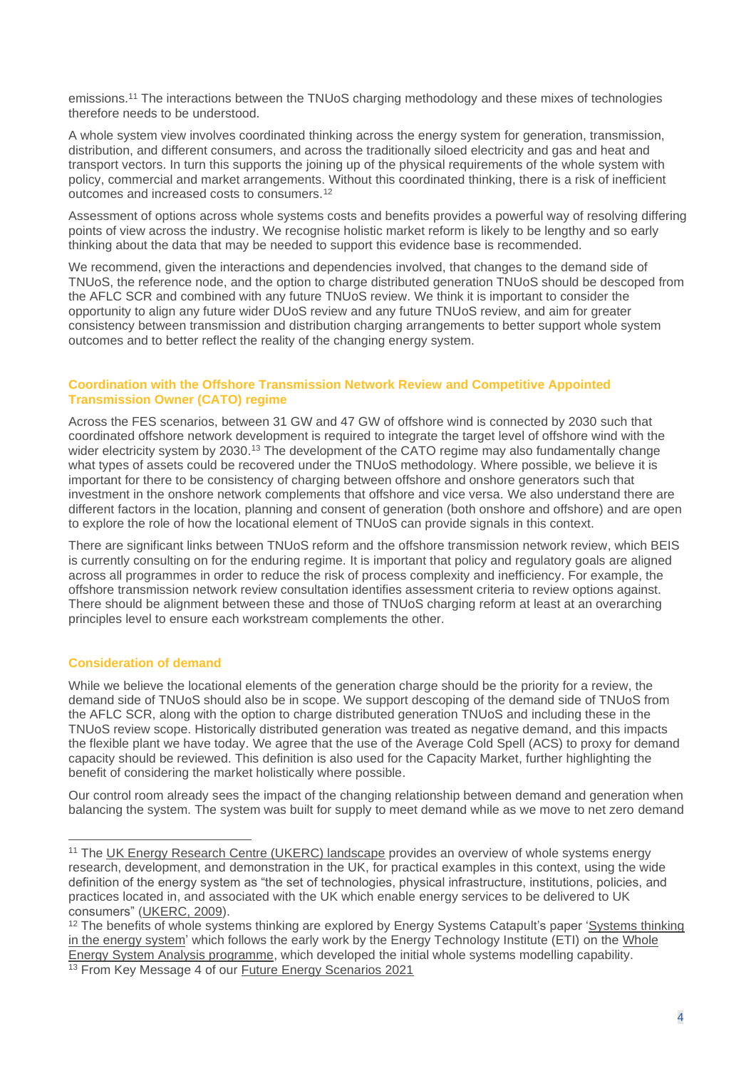emissions.[11] The interactions between the TNUoS charging methodology and these mixes of technologies therefore needs to be understood.

A whole system view involves coordinated thinking across the energy system for generation, transmission, distribution, and different consumers, and across the traditionally siloed electricity and gas and heat and transport vectors. In turn this supports the joining up of the physical requirements of the whole system with policy, commercial and market arrangements. Without this coordinated thinking, there is a risk of inefficient outcomes and increased costs to consumers.[12]

Assessment of options across whole systems costs and benefits provides a powerful way of resolving differing points of view across the industry. We recognise holistic market reform is likely to be lengthy and so early thinking about the data that may be needed to support this evidence base is recommended.

We recommend, given the interactions and dependencies involved, that changes to the demand side of TNUoS, the reference node, and the option to charge distributed generation TNUoS should be descoped from the AFLC SCR and combined with any future TNUoS review. We think it is important to consider the opportunity to align any future wider DUoS review and any future TNUoS review, and aim for greater consistency between transmission and distribution charging arrangements to better support whole system outcomes and to better reflect the reality of the changing energy system.

### Coordination with the Offshore Transmission Network Review and Competitive Appointed Transmission Owner (CATO) regime

Across the FES scenarios, between 31 GW and 47 GW of offshore wind is connected by 2030 such that coordinated offshore network development is required to integrate the target level of offshore wind with the wider electricity system by 2030.[13] The development of the CATO regime may also fundamentally change what types of assets could be recovered under the TNUoS methodology. Where possible, we believe it is important for there to be consistency of charging between offshore and onshore generators such that investment in the onshore network complements that offshore and vice versa. We also understand there are different factors in the location, planning and consent of generation (both onshore and offshore) and are open to explore the role of how the locational element of TNUoS can provide signals in this context.

There are significant links between TNUoS reform and the offshore transmission network review, which BEIS is currently consulting on for the enduring regime. It is important that policy and regulatory goals are aligned across all programmes in order to reduce the risk of process complexity and inefficiency. For example, the offshore transmission network review consultation identifies assessment criteria to review options against. There should be alignment between these and those of TNUoS charging reform at least at an overarching principles level to ensure each workstream complements the other.

### Consideration of demand

While we believe the locational elements of the generation charge should be the priority for a review, the demand side of TNUoS should also be in scope. We support descoping of the demand side of TNUoS from the AFLC SCR, along with the option to charge distributed generation TNUoS and including these in the TNUoS review scope. Historically distributed generation was treated as negative demand, and this impacts the flexible plant we have today. We agree that the use of the Average Cold Spell (ACS) to proxy for demand capacity should be reviewed. This definition is also used for the Capacity Market, further highlighting the benefit of considering the market holistically where possible.

Our control room already sees the impact of the changing relationship between demand and generation when balancing the system. The system was built for supply to meet demand while as we move to net zero demand

---

[11] The UK Energy Research Centre (UKERC) landscape provides an overview of whole systems energy research, development, and demonstration in the UK, for practical examples in this context, using the wide definition of the energy system as "the set of technologies, physical infrastructure, institutions, policies, and practices located in, and associated with the UK which enable energy services to be delivered to UK consumers" (UKERC, 2009).

[12] The benefits of whole systems thinking are explored by Energy Systems Catapult's paper 'Systems thinking in the energy system' which follows the early work by the Energy Technology Institute (ETI) on the Whole Energy System Analysis programme, which developed the initial whole systems modelling capability.

[13] From Key Message 4 of our Future Energy Scenarios 2021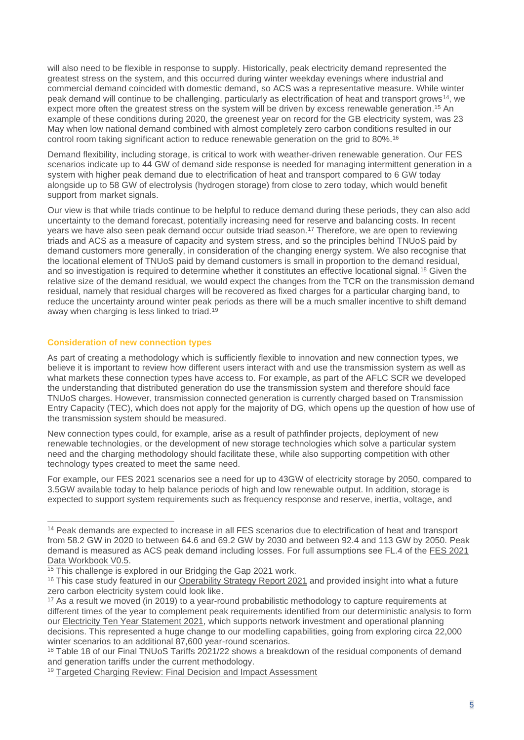will also need to be flexible in response to supply. Historically, peak electricity demand represented the greatest stress on the system, and this occurred during winter weekday evenings where industrial and commercial demand coincided with domestic demand, so ACS was a representative measure. While winter peak demand will continue to be challenging, particularly as electrification of heat and transport grows[14], we expect more often the greatest stress on the system will be driven by excess renewable generation.[15] An example of these conditions during 2020, the greenest year on record for the GB electricity system, was 23 May when low national demand combined with almost completely zero carbon conditions resulted in our control room taking significant action to reduce renewable generation on the grid to 80%.[16]

Demand flexibility, including storage, is critical to work with weather-driven renewable generation. Our FES scenarios indicate up to 44 GW of demand side response is needed for managing intermittent generation in a system with higher peak demand due to electrification of heat and transport compared to 6 GW today alongside up to 58 GW of electrolysis (hydrogen storage) from close to zero today, which would benefit support from market signals.

Our view is that while triads continue to be helpful to reduce demand during these periods, they can also add uncertainty to the demand forecast, potentially increasing need for reserve and balancing costs. In recent years we have also seen peak demand occur outside triad season.[17] Therefore, we are open to reviewing triads and ACS as a measure of capacity and system stress, and so the principles behind TNUoS paid by demand customers more generally, in consideration of the changing energy system. We also recognise that the locational element of TNUoS paid by demand customers is small in proportion to the demand residual, and so investigation is required to determine whether it constitutes an effective locational signal.[18] Given the relative size of the demand residual, we would expect the changes from the TCR on the transmission demand residual, namely that residual charges will be recovered as fixed charges for a particular charging band, to reduce the uncertainty around winter peak periods as there will be a much smaller incentive to shift demand away when charging is less linked to triad.[19]

### Consideration of new connection types

As part of creating a methodology which is sufficiently flexible to innovation and new connection types, we believe it is important to review how different users interact with and use the transmission system as well as what markets these connection types have access to. For example, as part of the AFLC SCR we developed the understanding that distributed generation do use the transmission system and therefore should face TNUoS charges. However, transmission connected generation is currently charged based on Transmission Entry Capacity (TEC), which does not apply for the majority of DG, which opens up the question of how use of the transmission system should be measured.

New connection types could, for example, arise as a result of pathfinder projects, deployment of new renewable technologies, or the development of new storage technologies which solve a particular system need and the charging methodology should facilitate these, while also supporting competition with other technology types created to meet the same need.

For example, our FES 2021 scenarios see a need for up to 43GW of electricity storage by 2050, compared to 3.5GW available today to help balance periods of high and low renewable output. In addition, storage is expected to support system requirements such as frequency response and reserve, inertia, voltage, and

---

[14] Peak demands are expected to increase in all FES scenarios due to electrification of heat and transport from 58.2 GW in 2020 to between 64.6 and 69.2 GW by 2030 and between 92.4 and 113 GW by 2050. Peak demand is measured as ACS peak demand including losses. For full assumptions see FL.4 of the FES 2021 Data Workbook V0.5.

[15] This challenge is explored in our Bridging the Gap 2021 work.

[16] This case study featured in our Operability Strategy Report 2021 and provided insight into what a future zero carbon electricity system could look like.

[17] As a result we moved (in 2019) to a year-round probabilistic methodology to capture requirements at different times of the year to complement peak requirements identified from our deterministic analysis to form our Electricity Ten Year Statement 2021, which supports network investment and operational planning decisions. This represented a huge change to our modelling capabilities, going from exploring circa 22,000 winter scenarios to an additional 87,600 year-round scenarios.

[18] Table 18 of our Final TNUoS Tariffs 2021/22 shows a breakdown of the residual components of demand and generation tariffs under the current methodology.

[19] Targeted Charging Review: Final Decision and Impact Assessment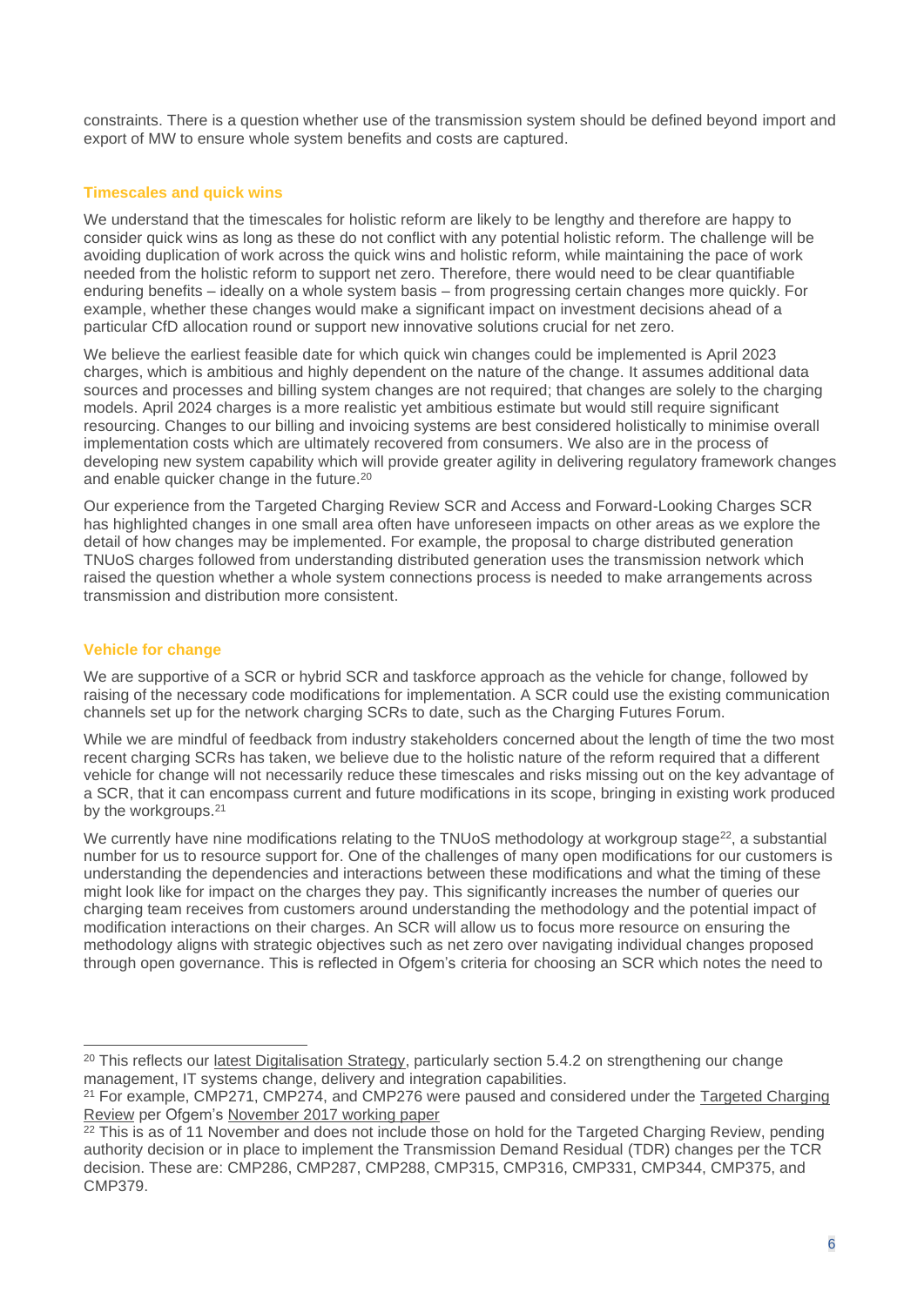constraints. There is a question whether use of the transmission system should be defined beyond import and export of MW to ensure whole system benefits and costs are captured.

### Timescales and quick wins

We understand that the timescales for holistic reform are likely to be lengthy and therefore are happy to consider quick wins as long as these do not conflict with any potential holistic reform. The challenge will be avoiding duplication of work across the quick wins and holistic reform, while maintaining the pace of work needed from the holistic reform to support net zero. Therefore, there would need to be clear quantifiable enduring benefits – ideally on a whole system basis – from progressing certain changes more quickly. For example, whether these changes would make a significant impact on investment decisions ahead of a particular CfD allocation round or support new innovative solutions crucial for net zero.

We believe the earliest feasible date for which quick win changes could be implemented is April 2023 charges, which is ambitious and highly dependent on the nature of the change. It assumes additional data sources and processes and billing system changes are not required; that changes are solely to the charging models. April 2024 charges is a more realistic yet ambitious estimate but would still require significant resourcing. Changes to our billing and invoicing systems are best considered holistically to minimise overall implementation costs which are ultimately recovered from consumers. We also are in the process of developing new system capability which will provide greater agility in delivering regulatory framework changes and enable quicker change in the future.[20]

Our experience from the Targeted Charging Review SCR and Access and Forward-Looking Charges SCR has highlighted changes in one small area often have unforeseen impacts on other areas as we explore the detail of how changes may be implemented. For example, the proposal to charge distributed generation TNUoS charges followed from understanding distributed generation uses the transmission network which raised the question whether a whole system connections process is needed to make arrangements across transmission and distribution more consistent.

### Vehicle for change

We are supportive of a SCR or hybrid SCR and taskforce approach as the vehicle for change, followed by raising of the necessary code modifications for implementation. A SCR could use the existing communication channels set up for the network charging SCRs to date, such as the Charging Futures Forum.

While we are mindful of feedback from industry stakeholders concerned about the length of time the two most recent charging SCRs has taken, we believe due to the holistic nature of the reform required that a different vehicle for change will not necessarily reduce these timescales and risks missing out on the key advantage of a SCR, that it can encompass current and future modifications in its scope, bringing in existing work produced by the workgroups.[21]

We currently have nine modifications relating to the TNUoS methodology at workgroup stage[22], a substantial number for us to resource support for. One of the challenges of many open modifications for our customers is understanding the dependencies and interactions between these modifications and what the timing of these might look like for impact on the charges they pay. This significantly increases the number of queries our charging team receives from customers around understanding the methodology and the potential impact of modification interactions on their charges. An SCR will allow us to focus more resource on ensuring the methodology aligns with strategic objectives such as net zero over navigating individual changes proposed through open governance. This is reflected in Ofgem's criteria for choosing an SCR which notes the need to

---

[20] This reflects our latest Digitalisation Strategy, particularly section 5.4.2 on strengthening our change management, IT systems change, delivery and integration capabilities.

[21] For example, CMP271, CMP274, and CMP276 were paused and considered under the Targeted Charging Review per Ofgem's November 2017 working paper

[22] This is as of 11 November and does not include those on hold for the Targeted Charging Review, pending authority decision or in place to implement the Transmission Demand Residual (TDR) changes per the TCR decision. These are: CMP286, CMP287, CMP288, CMP315, CMP316, CMP331, CMP344, CMP375, and CMP379.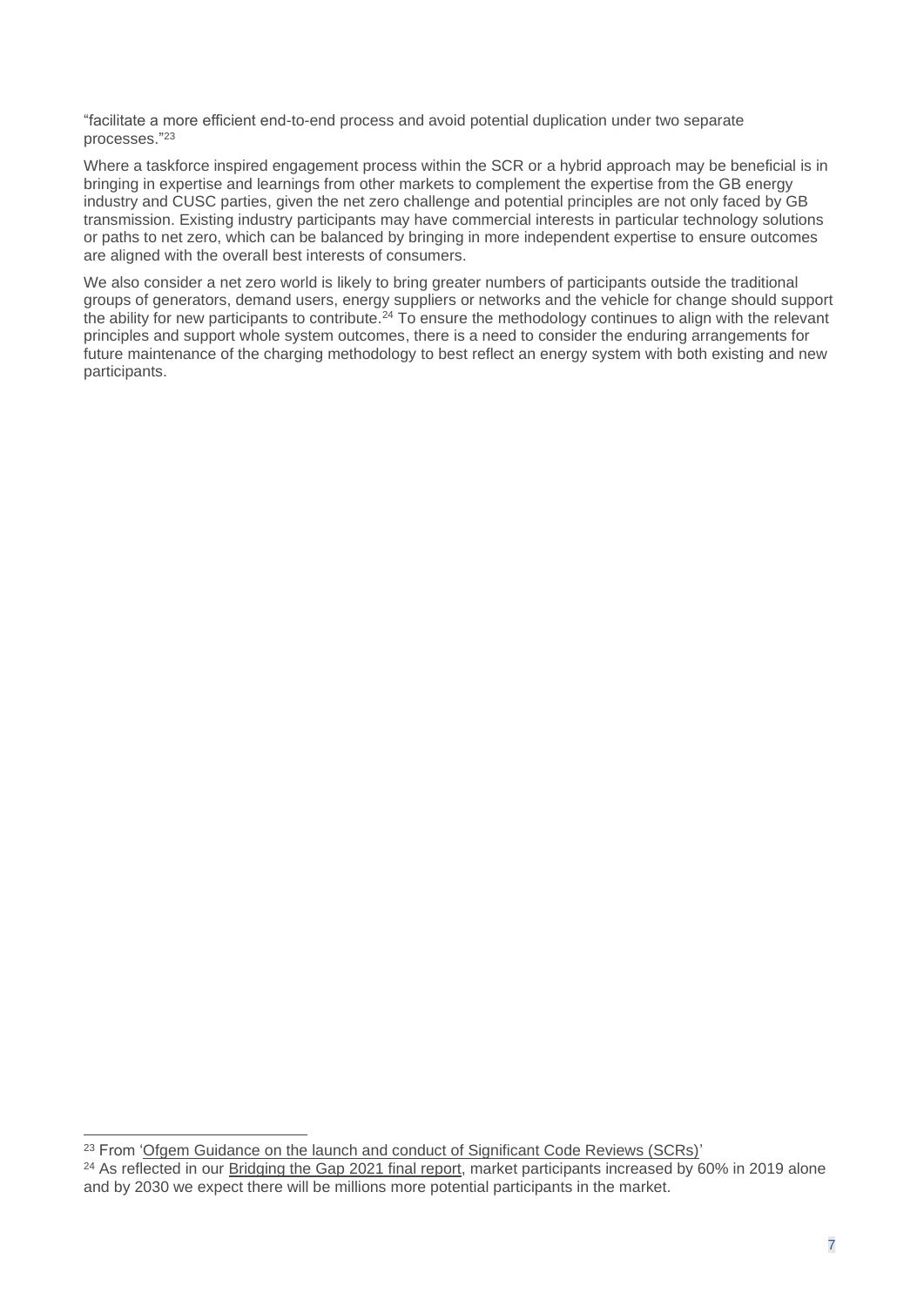"facilitate a more efficient end-to-end process and avoid potential duplication under two separate processes."[23]

Where a taskforce inspired engagement process within the SCR or a hybrid approach may be beneficial is in bringing in expertise and learnings from other markets to complement the expertise from the GB energy industry and CUSC parties, given the net zero challenge and potential principles are not only faced by GB transmission. Existing industry participants may have commercial interests in particular technology solutions or paths to net zero, which can be balanced by bringing in more independent expertise to ensure outcomes are aligned with the overall best interests of consumers.

We also consider a net zero world is likely to bring greater numbers of participants outside the traditional groups of generators, demand users, energy suppliers or networks and the vehicle for change should support the ability for new participants to contribute.[24] To ensure the methodology continues to align with the relevant principles and support whole system outcomes, there is a need to consider the enduring arrangements for future maintenance of the charging methodology to best reflect an energy system with both existing and new participants.

---

[23] From 'Ofgem Guidance on the launch and conduct of Significant Code Reviews (SCRs)'

[24] As reflected in our Bridging the Gap 2021 final report, market participants increased by 60% in 2019 alone and by 2030 we expect there will be millions more potential participants in the market.